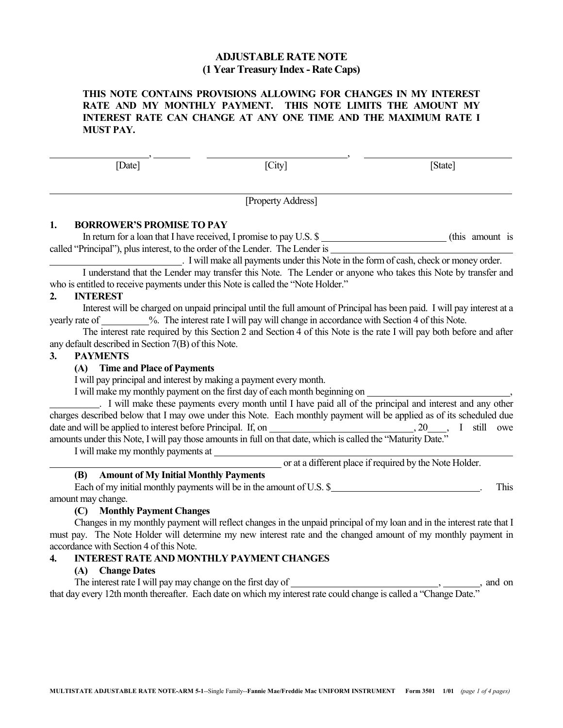# ADJUSTABLE RATE NOTE
## (1 Year Treasury Index - Rate Caps)

**THIS NOTE CONTAINS PROVISIONS ALLOWING FOR CHANGES IN MY INTEREST RATE AND MY MONTHLY PAYMENT. THIS NOTE LIMITS THE AMOUNT MY INTEREST RATE CAN CHANGE AT ANY ONE TIME AND THE MAXIMUM RATE I MUST PAY.**

____________________, ________ ____________________________, ____________________________

[Date] [City] [State]

______________________________________________________________________________

[Property Address]

### 1. BORROWER'S PROMISE TO PAY

In return for a loan that I have received, I promise to pay U.S. $ ____________________ (this amount is called "Principal"), plus interest, to the order of the Lender. The Lender is ______________________________ ______________________________. I will make all payments under this Note in the form of cash, check or money order.

I understand that the Lender may transfer this Note. The Lender or anyone who takes this Note by transfer and who is entitled to receive payments under this Note is called the "Note Holder."

### 2. INTEREST

Interest will be charged on unpaid principal until the full amount of Principal has been paid. I will pay interest at a yearly rate of __________%. The interest rate I will pay will change in accordance with Section 4 of this Note.

The interest rate required by this Section 2 and Section 4 of this Note is the rate I will pay both before and after any default described in Section 7(B) of this Note.

### 3. PAYMENTS

#### (A) Time and Place of Payments

I will pay principal and interest by making a payment every month.

I will make my monthly payment on the first day of each month beginning on ______________________________, __________. I will make these payments every month until I have paid all of the principal and interest and any other charges described below that I may owe under this Note. Each monthly payment will be applied as of its scheduled due date and will be applied to interest before Principal. If, on ______________________________, 20____, I still owe amounts under this Note, I will pay those amounts in full on that date, which is called the "Maturity Date."

I will make my monthly payments at ______________________________ ______________________________ or at a different place if required by the Note Holder.

#### (B) Amount of My Initial Monthly Payments

Each of my initial monthly payments will be in the amount of U.S. $______________________________. This amount may change.

#### (C) Monthly Payment Changes

Changes in my monthly payment will reflect changes in the unpaid principal of my loan and in the interest rate that I must pay. The Note Holder will determine my new interest rate and the changed amount of my monthly payment in accordance with Section 4 of this Note.

### 4. INTEREST RATE AND MONTHLY PAYMENT CHANGES

#### (A) Change Dates

The interest rate I will pay may change on the first day of ______________________________, ________, and on that day every 12th month thereafter. Each date on which my interest rate could change is called a "Change Date."

MULTISTATE ADJUSTABLE RATE NOTE-ARM 5-1--Single Family--Fannie Mae/Freddie Mac UNIFORM INSTRUMENT Form 3501 1/01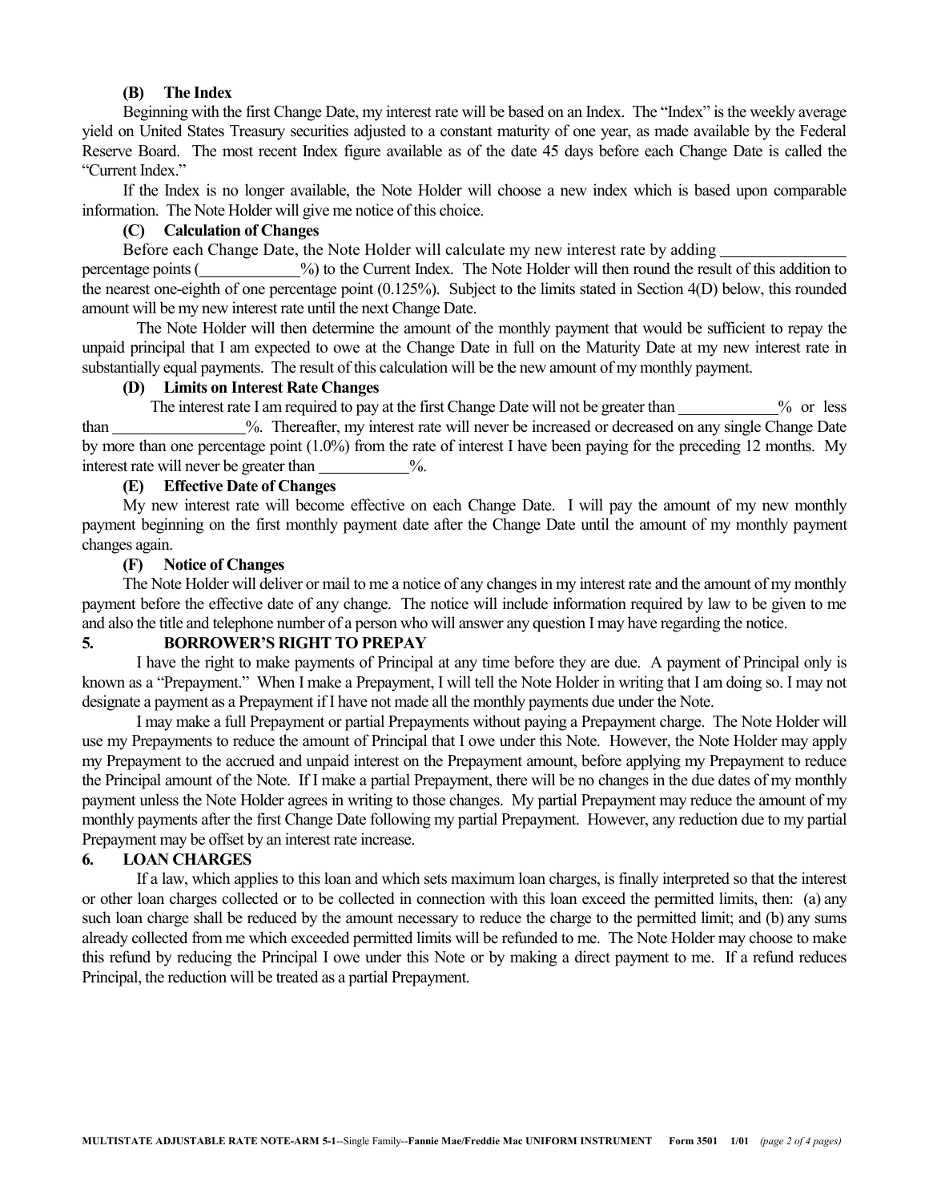**(B) The Index**

Beginning with the first Change Date, my interest rate will be based on an Index. The "Index" is the weekly average yield on United States Treasury securities adjusted to a constant maturity of one year, as made available by the Federal Reserve Board. The most recent Index figure available as of the date 45 days before each Change Date is called the "Current Index."

If the Index is no longer available, the Note Holder will choose a new index which is based upon comparable information. The Note Holder will give me notice of this choice.

**(C) Calculation of Changes**

Before each Change Date, the Note Holder will calculate my new interest rate by adding \_\_\_\_\_\_\_\_\_\_\_\_\_\_\_\_ percentage points (\_\_\_\_\_\_\_\_\_\_\_\_\_%) to the Current Index. The Note Holder will then round the result of this addition to the nearest one-eighth of one percentage point (0.125%). Subject to the limits stated in Section 4(D) below, this rounded amount will be my new interest rate until the next Change Date.

The Note Holder will then determine the amount of the monthly payment that would be sufficient to repay the unpaid principal that I am expected to owe at the Change Date in full on the Maturity Date at my new interest rate in substantially equal payments. The result of this calculation will be the new amount of my monthly payment.

**(D) Limits on Interest Rate Changes**

The interest rate I am required to pay at the first Change Date will not be greater than \_\_\_\_\_\_\_\_\_\_\_\_\_% or less than \_\_\_\_\_\_\_\_\_\_\_\_\_\_\_\_\_%. Thereafter, my interest rate will never be increased or decreased on any single Change Date by more than one percentage point (1.0%) from the rate of interest I have been paying for the preceding 12 months. My interest rate will never be greater than \_\_\_\_\_\_\_\_\_\_\_\_%.

**(E) Effective Date of Changes**

My new interest rate will become effective on each Change Date. I will pay the amount of my new monthly payment beginning on the first monthly payment date after the Change Date until the amount of my monthly payment changes again.

**(F) Notice of Changes**

The Note Holder will deliver or mail to me a notice of any changes in my interest rate and the amount of my monthly payment before the effective date of any change. The notice will include information required by law to be given to me and also the title and telephone number of a person who will answer any question I may have regarding the notice.

**5. BORROWER'S RIGHT TO PREPAY**

I have the right to make payments of Principal at any time before they are due. A payment of Principal only is known as a "Prepayment." When I make a Prepayment, I will tell the Note Holder in writing that I am doing so. I may not designate a payment as a Prepayment if I have not made all the monthly payments due under the Note.

I may make a full Prepayment or partial Prepayments without paying a Prepayment charge. The Note Holder will use my Prepayments to reduce the amount of Principal that I owe under this Note. However, the Note Holder may apply my Prepayment to the accrued and unpaid interest on the Prepayment amount, before applying my Prepayment to reduce the Principal amount of the Note. If I make a partial Prepayment, there will be no changes in the due dates of my monthly payment unless the Note Holder agrees in writing to those changes. My partial Prepayment may reduce the amount of my monthly payments after the first Change Date following my partial Prepayment. However, any reduction due to my partial Prepayment may be offset by an interest rate increase.

**6. LOAN CHARGES**

If a law, which applies to this loan and which sets maximum loan charges, is finally interpreted so that the interest or other loan charges collected or to be collected in connection with this loan exceed the permitted limits, then: (a) any such loan charge shall be reduced by the amount necessary to reduce the charge to the permitted limit; and (b) any sums already collected from me which exceeded permitted limits will be refunded to me. The Note Holder may choose to make this refund by reducing the Principal I owe under this Note or by making a direct payment to me. If a refund reduces Principal, the reduction will be treated as a partial Prepayment.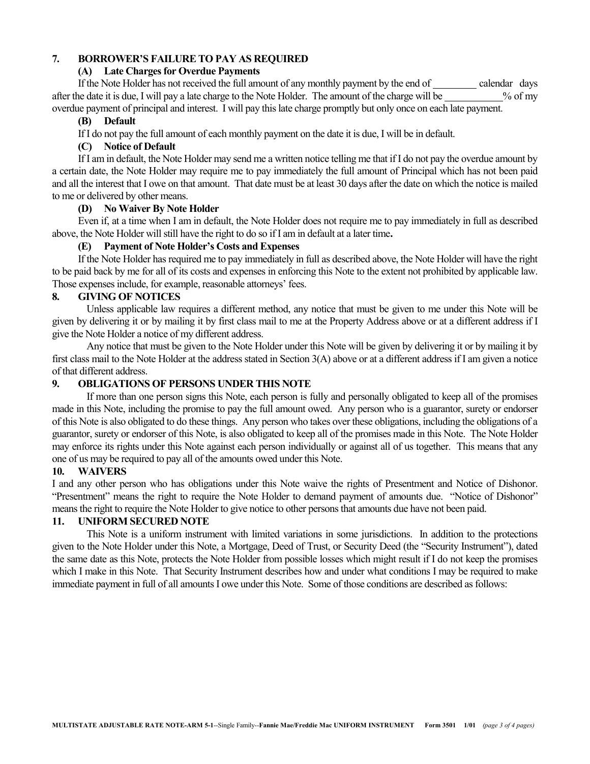## 7. BORROWER'S FAILURE TO PAY AS REQUIRED

### (A) Late Charges for Overdue Payments

If the Note Holder has not received the full amount of any monthly payment by the end of \_\_\_\_\_\_\_\_ calendar days after the date it is due, I will pay a late charge to the Note Holder. The amount of the charge will be \_\_\_\_\_\_\_\_\_\_\_% of my overdue payment of principal and interest. I will pay this late charge promptly but only once on each late payment.

### (B) Default

If I do not pay the full amount of each monthly payment on the date it is due, I will be in default.

### (C) Notice of Default

If I am in default, the Note Holder may send me a written notice telling me that if I do not pay the overdue amount by a certain date, the Note Holder may require me to pay immediately the full amount of Principal which has not been paid and all the interest that I owe on that amount. That date must be at least 30 days after the date on which the notice is mailed to me or delivered by other means.

### (D) No Waiver By Note Holder

Even if, at a time when I am in default, the Note Holder does not require me to pay immediately in full as described above, the Note Holder will still have the right to do so if I am in default at a later time.

### (E) Payment of Note Holder's Costs and Expenses

If the Note Holder has required me to pay immediately in full as described above, the Note Holder will have the right to be paid back by me for all of its costs and expenses in enforcing this Note to the extent not prohibited by applicable law. Those expenses include, for example, reasonable attorneys' fees.

## 8. GIVING OF NOTICES

Unless applicable law requires a different method, any notice that must be given to me under this Note will be given by delivering it or by mailing it by first class mail to me at the Property Address above or at a different address if I give the Note Holder a notice of my different address.

Any notice that must be given to the Note Holder under this Note will be given by delivering it or by mailing it by first class mail to the Note Holder at the address stated in Section 3(A) above or at a different address if I am given a notice of that different address.

## 9. OBLIGATIONS OF PERSONS UNDER THIS NOTE

If more than one person signs this Note, each person is fully and personally obligated to keep all of the promises made in this Note, including the promise to pay the full amount owed. Any person who is a guarantor, surety or endorser of this Note is also obligated to do these things. Any person who takes over these obligations, including the obligations of a guarantor, surety or endorser of this Note, is also obligated to keep all of the promises made in this Note. The Note Holder may enforce its rights under this Note against each person individually or against all of us together. This means that any one of us may be required to pay all of the amounts owed under this Note.

## 10. WAIVERS

I and any other person who has obligations under this Note waive the rights of Presentment and Notice of Dishonor. "Presentment" means the right to require the Note Holder to demand payment of amounts due. "Notice of Dishonor" means the right to require the Note Holder to give notice to other persons that amounts due have not been paid.

## 11. UNIFORM SECURED NOTE

This Note is a uniform instrument with limited variations in some jurisdictions. In addition to the protections given to the Note Holder under this Note, a Mortgage, Deed of Trust, or Security Deed (the "Security Instrument"), dated the same date as this Note, protects the Note Holder from possible losses which might result if I do not keep the promises which I make in this Note. That Security Instrument describes how and under what conditions I may be required to make immediate payment in full of all amounts I owe under this Note. Some of those conditions are described as follows: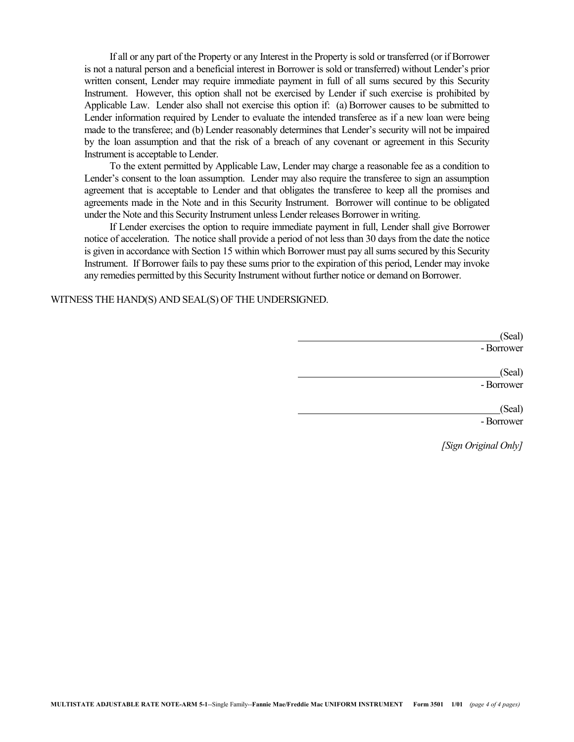If all or any part of the Property or any Interest in the Property is sold or transferred (or if Borrower is not a natural person and a beneficial interest in Borrower is sold or transferred) without Lender's prior written consent, Lender may require immediate payment in full of all sums secured by this Security Instrument. However, this option shall not be exercised by Lender if such exercise is prohibited by Applicable Law. Lender also shall not exercise this option if: (a) Borrower causes to be submitted to Lender information required by Lender to evaluate the intended transferee as if a new loan were being made to the transferee; and (b) Lender reasonably determines that Lender's security will not be impaired by the loan assumption and that the risk of a breach of any covenant or agreement in this Security Instrument is acceptable to Lender.

To the extent permitted by Applicable Law, Lender may charge a reasonable fee as a condition to Lender's consent to the loan assumption. Lender may also require the transferee to sign an assumption agreement that is acceptable to Lender and that obligates the transferee to keep all the promises and agreements made in the Note and in this Security Instrument. Borrower will continue to be obligated under the Note and this Security Instrument unless Lender releases Borrower in writing.

If Lender exercises the option to require immediate payment in full, Lender shall give Borrower notice of acceleration. The notice shall provide a period of not less than 30 days from the date the notice is given in accordance with Section 15 within which Borrower must pay all sums secured by this Security Instrument. If Borrower fails to pay these sums prior to the expiration of this period, Lender may invoke any remedies permitted by this Security Instrument without further notice or demand on Borrower.

WITNESS THE HAND(S) AND SEAL(S) OF THE UNDERSIGNED.

_______________________________________(Seal)
- Borrower

_______________________________________(Seal)
- Borrower

_______________________________________(Seal)
- Borrower

*[Sign Original Only]*

**MULTISTATE ADJUSTABLE RATE NOTE-ARM 5-1**--Single Family--**Fannie Mae/Freddie Mac UNIFORM INSTRUMENT** **Form 3501 1/01**